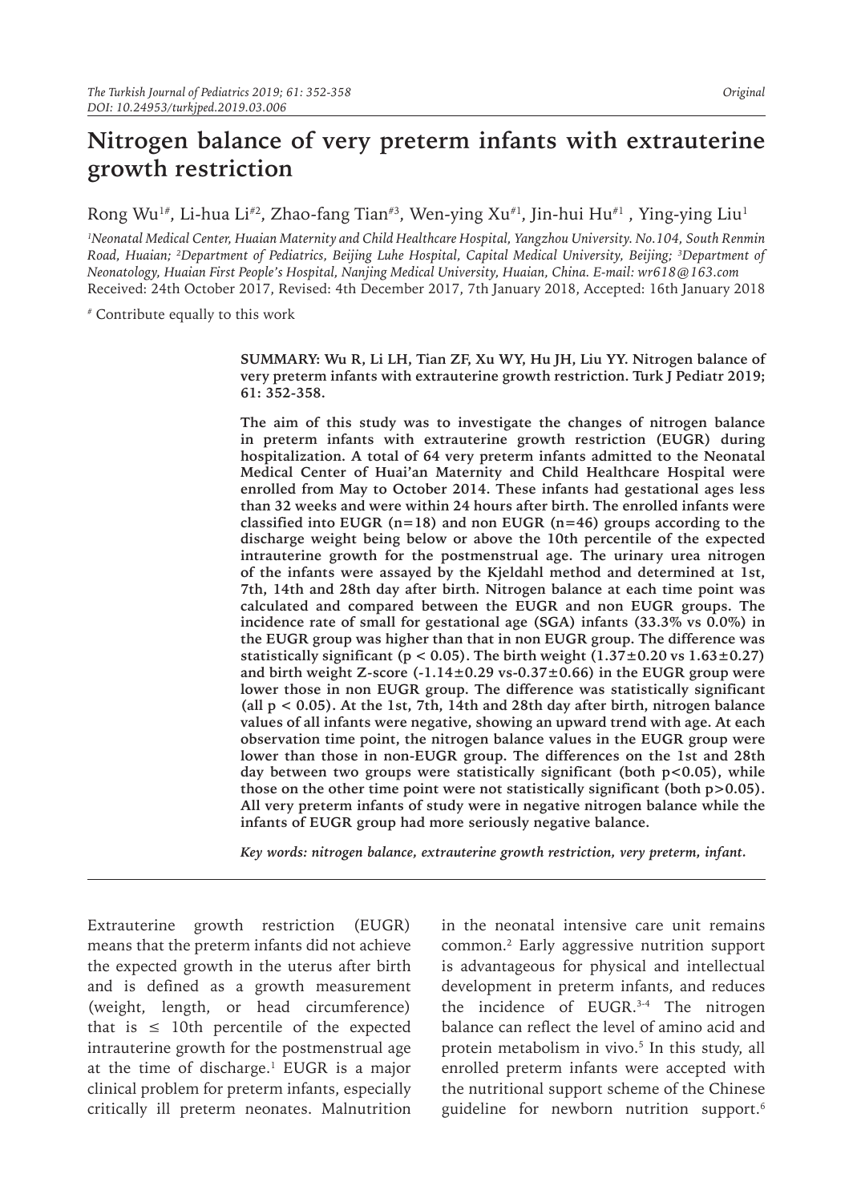Original

# Nitrogen balance of very preterm infants with extrauterine growth restriction

Rong Wu[1#], Li-hua Li[#2], Zhao-fang Tian[#3], Wen-ying Xu[#1], Jin-hui Hu[#1], Ying-ying Liu[1]

[1]*Neonatal Medical Center, Huaian Maternity and Child Healthcare Hospital, Yangzhou University. No.104, South Renmin Road, Huaian;* [2]*Department of Pediatrics, Beijing Luhe Hospital, Capital Medical University, Beijing;* [3]*Department of Neonatology, Huaian First People's Hospital, Nanjing Medical University, Huaian, China. E-mail: wr618@163.com*

Received: 24th October 2017, Revised: 4th December 2017, 7th January 2018, Accepted: 16th January 2018

[#] Contribute equally to this work

**SUMMARY: Wu R, Li LH, Tian ZF, Xu WY, Hu JH, Liu YY. Nitrogen balance of very preterm infants with extrauterine growth restriction. Turk J Pediatr 2019; 61: 352-358.**

**The aim of this study was to investigate the changes of nitrogen balance in preterm infants with extrauterine growth restriction (EUGR) during hospitalization. A total of 64 very preterm infants admitted to the Neonatal Medical Center of Huai'an Maternity and Child Healthcare Hospital were enrolled from May to October 2014. These infants had gestational ages less than 32 weeks and were within 24 hours after birth. The enrolled infants were classified into EUGR (n=18) and non EUGR (n=46) groups according to the discharge weight being below or above the 10th percentile of the expected intrauterine growth for the postmenstrual age. The urinary urea nitrogen of the infants were assayed by the Kjeldahl method and determined at 1st, 7th, 14th and 28th day after birth. Nitrogen balance at each time point was calculated and compared between the EUGR and non EUGR groups. The incidence rate of small for gestational age (SGA) infants (33.3% vs 0.0%) in the EUGR group was higher than that in non EUGR group. The difference was statistically significant ($p < 0.05$). The birth weight ($1.37\pm0.20$ vs $1.63\pm0.27$) and birth weight Z-score ($-1.14\pm0.29$ vs $-0.37\pm0.66$) in the EUGR group were lower those in non EUGR group. The difference was statistically significant (all $p < 0.05$). At the 1st, 7th, 14th and 28th day after birth, nitrogen balance values of all infants were negative, showing an upward trend with age. At each observation time point, the nitrogen balance values in the EUGR group were lower than those in non-EUGR group. The differences on the 1st and 28th day between two groups were statistically significant (both $p<0.05$), while those on the other time point were not statistically significant (both $p>0.05$). All very preterm infants of study were in negative nitrogen balance while the infants of EUGR group had more seriously negative balance.**

***Key words: nitrogen balance, extrauterine growth restriction, very preterm, infant.***

---

Extrauterine growth restriction (EUGR) means that the preterm infants did not achieve the expected growth in the uterus after birth and is defined as a growth measurement (weight, length, or head circumference) that is $\leq$ 10th percentile of the expected intrauterine growth for the postmenstrual age at the time of discharge.[1] EUGR is a major clinical problem for preterm infants, especially critically ill preterm neonates. Malnutrition in the neonatal intensive care unit remains common.[2] Early aggressive nutrition support is advantageous for physical and intellectual development in preterm infants, and reduces the incidence of EUGR.[3-4] The nitrogen balance can reflect the level of amino acid and protein metabolism in vivo.[5] In this study, all enrolled preterm infants were accepted with the nutritional support scheme of the Chinese guideline for newborn nutrition support.[6]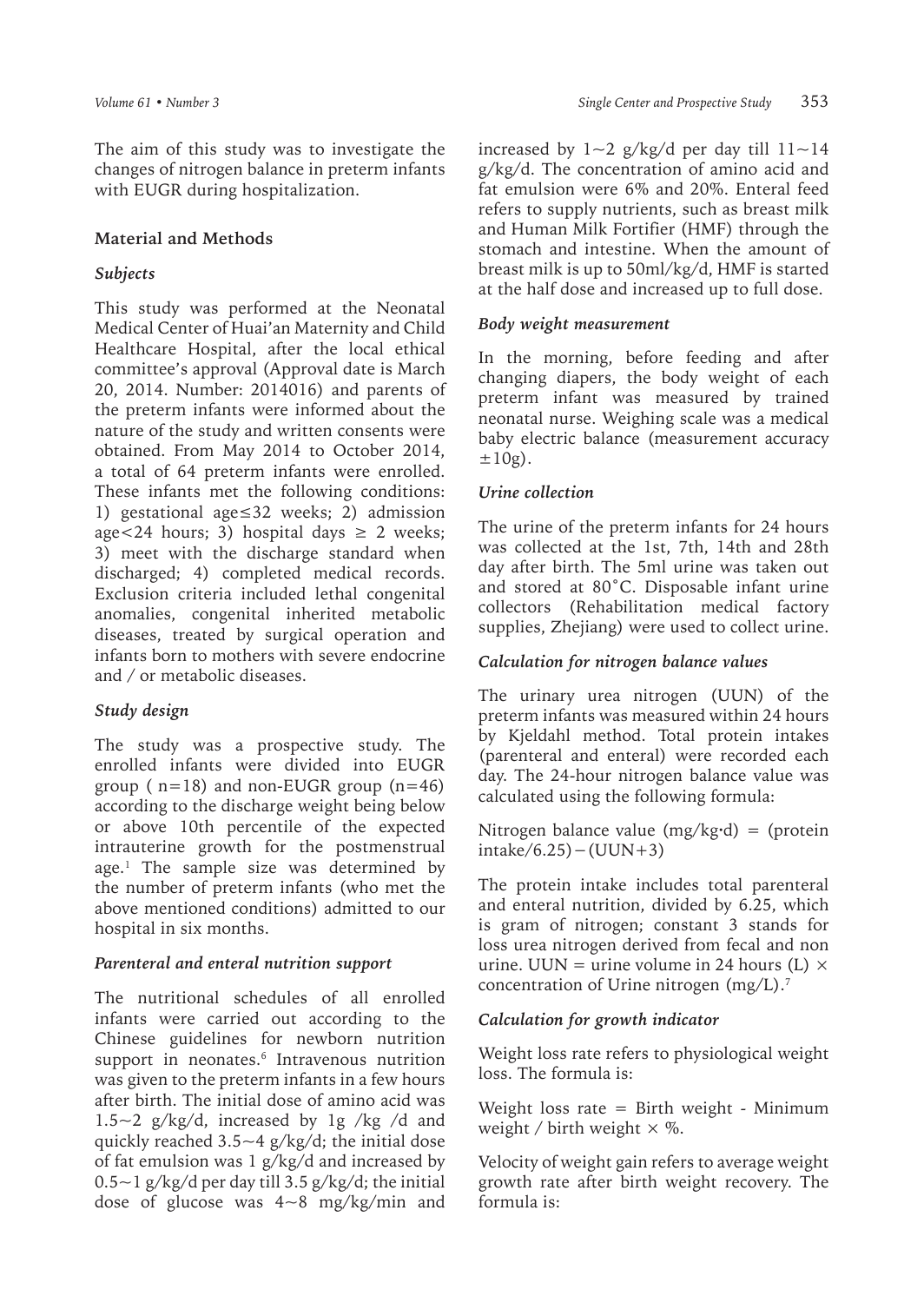The aim of this study was to investigate the changes of nitrogen balance in preterm infants with EUGR during hospitalization.

## Material and Methods

### *Subjects*

This study was performed at the Neonatal Medical Center of Huai'an Maternity and Child Healthcare Hospital, after the local ethical committee's approval (Approval date is March 20, 2014. Number: 2014016) and parents of the preterm infants were informed about the nature of the study and written consents were obtained. From May 2014 to October 2014, a total of 64 preterm infants were enrolled. These infants met the following conditions: 1) gestational age≤32 weeks; 2) admission age<24 hours; 3) hospital days ≥ 2 weeks; 3) meet with the discharge standard when discharged; 4) completed medical records. Exclusion criteria included lethal congenital anomalies, congenital inherited metabolic diseases, treated by surgical operation and infants born to mothers with severe endocrine and / or metabolic diseases.

### *Study design*

The study was a prospective study. The enrolled infants were divided into EUGR group ( n=18) and non-EUGR group (n=46) according to the discharge weight being below or above 10th percentile of the expected intrauterine growth for the postmenstrual age.[1] The sample size was determined by the number of preterm infants (who met the above mentioned conditions) admitted to our hospital in six months.

### *Parenteral and enteral nutrition support*

The nutritional schedules of all enrolled infants were carried out according to the Chinese guidelines for newborn nutrition support in neonates.[6] Intravenous nutrition was given to the preterm infants in a few hours after birth. The initial dose of amino acid was 1.5~2 g/kg/d, increased by 1g /kg /d and quickly reached 3.5~4 g/kg/d; the initial dose of fat emulsion was 1 g/kg/d and increased by 0.5~1 g/kg/d per day till 3.5 g/kg/d; the initial dose of glucose was 4~8 mg/kg/min and increased by 1~2 g/kg/d per day till 11~14 g/kg/d. The concentration of amino acid and fat emulsion were 6% and 20%. Enteral feed refers to supply nutrients, such as breast milk and Human Milk Fortifier (HMF) through the stomach and intestine. When the amount of breast milk is up to 50ml/kg/d, HMF is started at the half dose and increased up to full dose.

### *Body weight measurement*

In the morning, before feeding and after changing diapers, the body weight of each preterm infant was measured by trained neonatal nurse. Weighing scale was a medical baby electric balance (measurement accuracy ±10g).

### *Urine collection*

The urine of the preterm infants for 24 hours was collected at the 1st, 7th, 14th and 28th day after birth. The 5ml urine was taken out and stored at 80˚C. Disposable infant urine collectors (Rehabilitation medical factory supplies, Zhejiang) were used to collect urine.

### *Calculation for nitrogen balance values*

The urinary urea nitrogen (UUN) of the preterm infants was measured within 24 hours by Kjeldahl method. Total protein intakes (parenteral and enteral) were recorded each day. The 24-hour nitrogen balance value was calculated using the following formula:

Nitrogen balance value (mg/kg•d) = (protein intake/6.25)−(UUN+3)

The protein intake includes total parenteral and enteral nutrition, divided by 6.25, which is gram of nitrogen; constant 3 stands for loss urea nitrogen derived from fecal and non urine. UUN = urine volume in 24 hours (L) × concentration of Urine nitrogen (mg/L).[7]

### *Calculation for growth indicator*

Weight loss rate refers to physiological weight loss. The formula is:

Weight loss rate = Birth weight - Minimum weight / birth weight × %.

Velocity of weight gain refers to average weight growth rate after birth weight recovery. The formula is: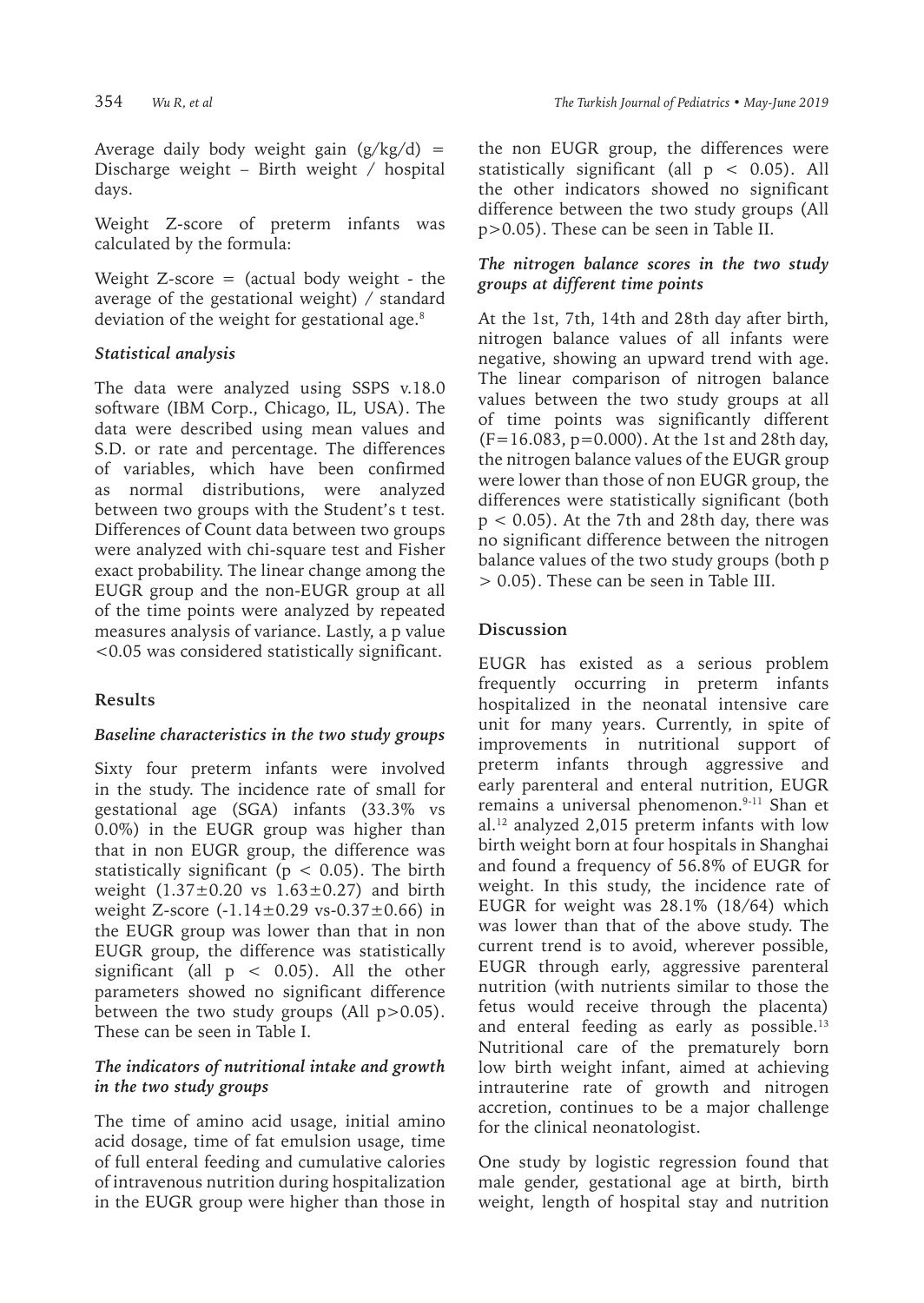Average daily body weight gain (g/kg/d) = Discharge weight – Birth weight / hospital days.

Weight Z-score of preterm infants was calculated by the formula:

Weight Z-score = (actual body weight - the average of the gestational weight) / standard deviation of the weight for gestational age.[8]

### *Statistical analysis*

The data were analyzed using SSPS v.18.0 software (IBM Corp., Chicago, IL, USA). The data were described using mean values and S.D. or rate and percentage. The differences of variables, which have been confirmed as normal distributions, were analyzed between two groups with the Student's t test. Differences of Count data between two groups were analyzed with chi-square test and Fisher exact probability. The linear change among the EUGR group and the non-EUGR group at all of the time points were analyzed by repeated measures analysis of variance. Lastly, a p value <0.05 was considered statistically significant.

## Results

### *Baseline characteristics in the two study groups*

Sixty four preterm infants were involved in the study. The incidence rate of small for gestational age (SGA) infants (33.3% vs 0.0%) in the EUGR group was higher than that in non EUGR group, the difference was statistically significant ($p < 0.05$). The birth weight ($1.37\pm0.20$ vs $1.63\pm0.27$) and birth weight Z-score ($-1.14\pm0.29$ vs $-0.37\pm0.66$) in the EUGR group was lower than that in non EUGR group, the difference was statistically significant (all $p < 0.05$). All the other parameters showed no significant difference between the two study groups (All $p>0.05$). These can be seen in Table I.

### *The indicators of nutritional intake and growth in the two study groups*

The time of amino acid usage, initial amino acid dosage, time of fat emulsion usage, time of full enteral feeding and cumulative calories of intravenous nutrition during hospitalization in the EUGR group were higher than those in the non EUGR group, the differences were statistically significant (all $p < 0.05$). All the other indicators showed no significant difference between the two study groups (All $p>0.05$). These can be seen in Table II.

### *The nitrogen balance scores in the two study groups at different time points*

At the 1st, 7th, 14th and 28th day after birth, nitrogen balance values of all infants were negative, showing an upward trend with age. The linear comparison of nitrogen balance values between the two study groups at all of time points was significantly different ($F=16.083$, $p=0.000$). At the 1st and 28th day, the nitrogen balance values of the EUGR group were lower than those of non EUGR group, the differences were statistically significant (both $p < 0.05$). At the 7th and 28th day, there was no significant difference between the nitrogen balance values of the two study groups (both $p > 0.05$). These can be seen in Table III.

## Discussion

EUGR has existed as a serious problem frequently occurring in preterm infants hospitalized in the neonatal intensive care unit for many years. Currently, in spite of improvements in nutritional support of preterm infants through aggressive and early parenteral and enteral nutrition, EUGR remains a universal phenomenon.[9-11] Shan et al.[12] analyzed 2,015 preterm infants with low birth weight born at four hospitals in Shanghai and found a frequency of 56.8% of EUGR for weight. In this study, the incidence rate of EUGR for weight was 28.1% (18/64) which was lower than that of the above study. The current trend is to avoid, wherever possible, EUGR through early, aggressive parenteral nutrition (with nutrients similar to those the fetus would receive through the placenta) and enteral feeding as early as possible.[13] Nutritional care of the prematurely born low birth weight infant, aimed at achieving intrauterine rate of growth and nitrogen accretion, continues to be a major challenge for the clinical neonatologist.

One study by logistic regression found that male gender, gestational age at birth, birth weight, length of hospital stay and nutrition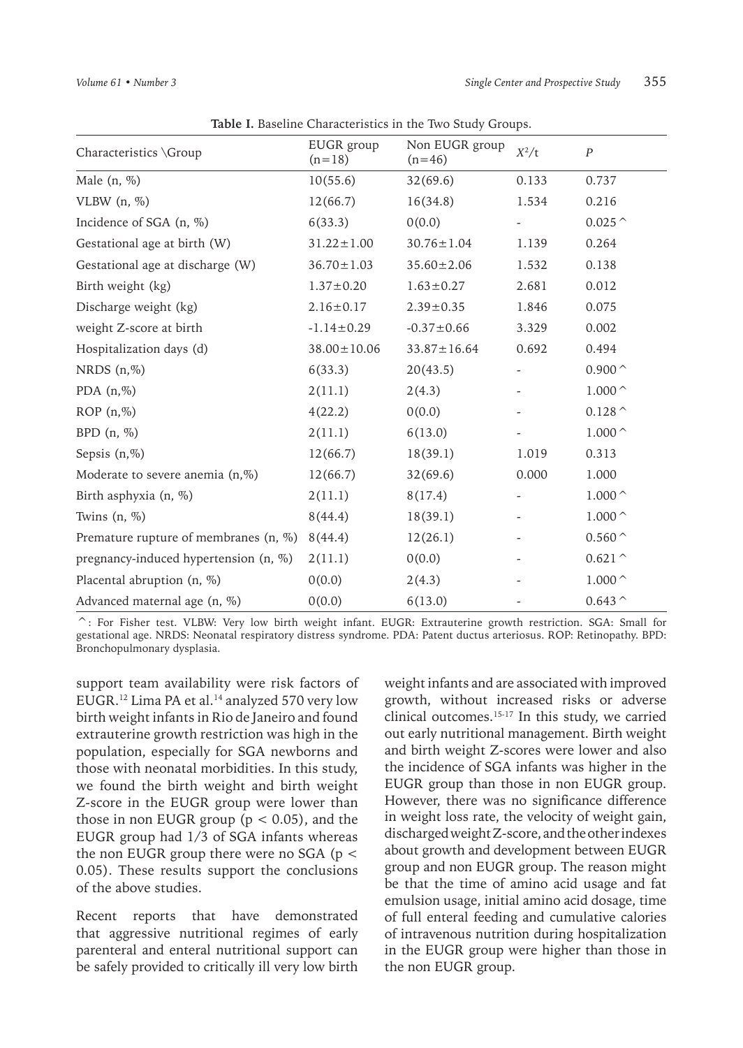**Table I.** Baseline Characteristics in the Two Study Groups.

| Characteristics \Group | EUGR group (n=18) | Non EUGR group (n=46) | $X^2$/t | $P$ |
|---|---|---|---|---|
| Male (n, %) | 10(55.6) | 32(69.6) | 0.133 | 0.737 |
| VLBW (n, %) | 12(66.7) | 16(34.8) | 1.534 | 0.216 |
| Incidence of SGA (n, %) | 6(33.3) | 0(0.0) | - | 0.025^ |
| Gestational age at birth (W) | 31.22±1.00 | 30.76±1.04 | 1.139 | 0.264 |
| Gestational age at discharge (W) | 36.70±1.03 | 35.60±2.06 | 1.532 | 0.138 |
| Birth weight (kg) | 1.37±0.20 | 1.63±0.27 | 2.681 | 0.012 |
| Discharge weight (kg) | 2.16±0.17 | 2.39±0.35 | 1.846 | 0.075 |
| weight Z-score at birth | -1.14±0.29 | -0.37±0.66 | 3.329 | 0.002 |
| Hospitalization days (d) | 38.00±10.06 | 33.87±16.64 | 0.692 | 0.494 |
| NRDS (n,%) | 6(33.3) | 20(43.5) | - | 0.900^ |
| PDA (n,%) | 2(11.1) | 2(4.3) | - | 1.000^ |
| ROP (n,%) | 4(22.2) | 0(0.0) | - | 0.128^ |
| BPD (n, %) | 2(11.1) | 6(13.0) | - | 1.000^ |
| Sepsis (n,%) | 12(66.7) | 18(39.1) | 1.019 | 0.313 |
| Moderate to severe anemia (n,%) | 12(66.7) | 32(69.6) | 0.000 | 1.000 |
| Birth asphyxia (n, %) | 2(11.1) | 8(17.4) | - | 1.000^ |
| Twins (n, %) | 8(44.4) | 18(39.1) | - | 1.000^ |
| Premature rupture of membranes (n, %) | 8(44.4) | 12(26.1) | - | 0.560^ |
| pregnancy-induced hypertension (n, %) | 2(11.1) | 0(0.0) | - | 0.621^ |
| Placental abruption (n, %) | 0(0.0) | 2(4.3) | - | 1.000^ |
| Advanced maternal age (n, %) | 0(0.0) | 6(13.0) | - | 0.643^ |

^: For Fisher test. VLBW: Very low birth weight infant. EUGR: Extrauterine growth restriction. SGA: Small for gestational age. NRDS: Neonatal respiratory distress syndrome. PDA: Patent ductus arteriosus. ROP: Retinopathy. BPD: Bronchopulmonary dysplasia.

support team availability were risk factors of EUGR.[12] Lima PA et al.[14] analyzed 570 very low birth weight infants in Rio de Janeiro and found extrauterine growth restriction was high in the population, especially for SGA newborns and those with neonatal morbidities. In this study, we found the birth weight and birth weight Z-score in the EUGR group were lower than those in non EUGR group ($p < 0.05$), and the EUGR group had 1/3 of SGA infants whereas the non EUGR group there were no SGA ($p < 0.05$). These results support the conclusions of the above studies.

Recent reports that have demonstrated that aggressive nutritional regimes of early parenteral and enteral nutritional support can be safely provided to critically ill very low birth weight infants and are associated with improved growth, without increased risks or adverse clinical outcomes.[15-17] In this study, we carried out early nutritional management. Birth weight and birth weight Z-scores were lower and also the incidence of SGA infants was higher in the EUGR group than those in non EUGR group. However, there was no significance difference in weight loss rate, the velocity of weight gain, discharged weight Z-score, and the other indexes about growth and development between EUGR group and non EUGR group. The reason might be that the time of amino acid usage and fat emulsion usage, initial amino acid dosage, time of full enteral feeding and cumulative calories of intravenous nutrition during hospitalization in the EUGR group were higher than those in the non EUGR group.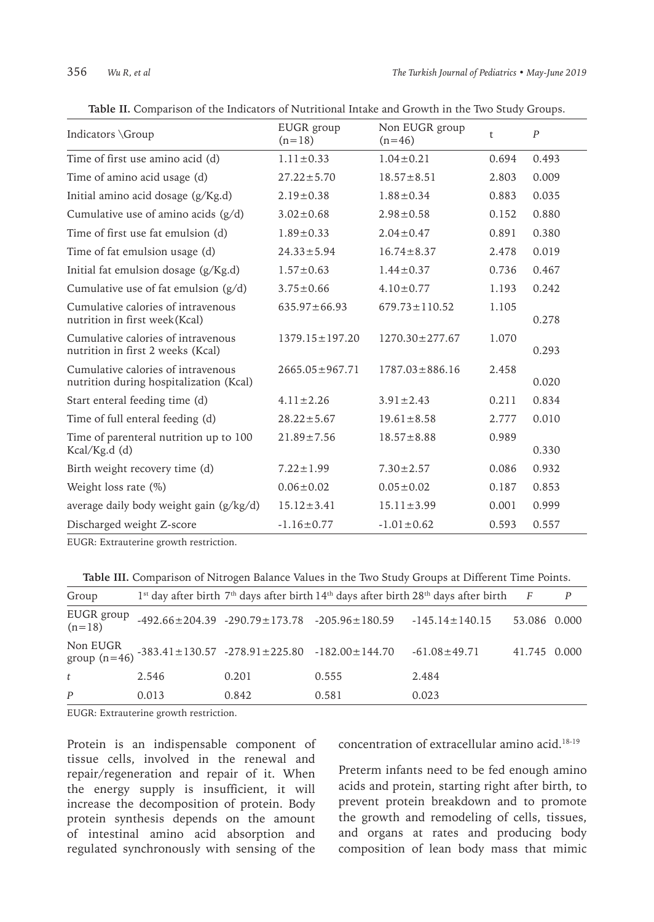**Table II.** Comparison of the Indicators of Nutritional Intake and Growth in the Two Study Groups.

| Indicators \Group | EUGR group (n=18) | Non EUGR group (n=46) | t | P |
|---|---|---|---|---|
| Time of first use amino acid (d) | 1.11±0.33 | 1.04±0.21 | 0.694 | 0.493 |
| Time of amino acid usage (d) | 27.22±5.70 | 18.57±8.51 | 2.803 | 0.009 |
| Initial amino acid dosage (g/Kg.d) | 2.19±0.38 | 1.88±0.34 | 0.883 | 0.035 |
| Cumulative use of amino acids (g/d) | 3.02±0.68 | 2.98±0.58 | 0.152 | 0.880 |
| Time of first use fat emulsion (d) | 1.89±0.33 | 2.04±0.47 | 0.891 | 0.380 |
| Time of fat emulsion usage (d) | 24.33±5.94 | 16.74±8.37 | 2.478 | 0.019 |
| Initial fat emulsion dosage (g/Kg.d) | 1.57±0.63 | 1.44±0.37 | 0.736 | 0.467 |
| Cumulative use of fat emulsion (g/d) | 3.75±0.66 | 4.10±0.77 | 1.193 | 0.242 |
| Cumulative calories of intravenous nutrition in first week(Kcal) | 635.97±66.93 | 679.73±110.52 | 1.105 | 0.278 |
| Cumulative calories of intravenous nutrition in first 2 weeks (Kcal) | 1379.15±197.20 | 1270.30±277.67 | 1.070 | 0.293 |
| Cumulative calories of intravenous nutrition during hospitalization (Kcal) | 2665.05±967.71 | 1787.03±886.16 | 2.458 | 0.020 |
| Start enteral feeding time (d) | 4.11±2.26 | 3.91±2.43 | 0.211 | 0.834 |
| Time of full enteral feeding (d) | 28.22±5.67 | 19.61±8.58 | 2.777 | 0.010 |
| Time of parenteral nutrition up to 100 Kcal/Kg.d (d) | 21.89±7.56 | 18.57±8.88 | 0.989 | 0.330 |
| Birth weight recovery time (d) | 7.22±1.99 | 7.30±2.57 | 0.086 | 0.932 |
| Weight loss rate (%) | 0.06±0.02 | 0.05±0.02 | 0.187 | 0.853 |
| average daily body weight gain (g/kg/d) | 15.12±3.41 | 15.11±3.99 | 0.001 | 0.999 |
| Discharged weight Z-score | -1.16±0.77 | -1.01±0.62 | 0.593 | 0.557 |

EUGR: Extrauterine growth restriction.

**Table III.** Comparison of Nitrogen Balance Values in the Two Study Groups at Different Time Points.

| Group | 1st day after birth | 7th days after birth | 14th days after birth | 28th days after birth | F | P |
|---|---|---|---|---|---|---|
| EUGR group (n=18) | -492.66±204.39 | -290.79±173.78 | -205.96±180.59 | -145.14±140.15 | 53.086 | 0.000 |
| Non EUGR group (n=46) | -383.41±130.57 | -278.91±225.80 | -182.00±144.70 | -61.08±49.71 | 41.745 | 0.000 |
| t | 2.546 | 0.201 | 0.555 | 2.484 | | |
| P | 0.013 | 0.842 | 0.581 | 0.023 | | |

EUGR: Extrauterine growth restriction.

Protein is an indispensable component of tissue cells, involved in the renewal and repair/regeneration and repair of it. When the energy supply is insufficient, it will increase the decomposition of protein. Body protein synthesis depends on the amount of intestinal amino acid absorption and regulated synchronously with sensing of the concentration of extracellular amino acid.[18-19]

Preterm infants need to be fed enough amino acids and protein, starting right after birth, to prevent protein breakdown and to promote the growth and remodeling of cells, tissues, and organs at rates and producing body composition of lean body mass that mimic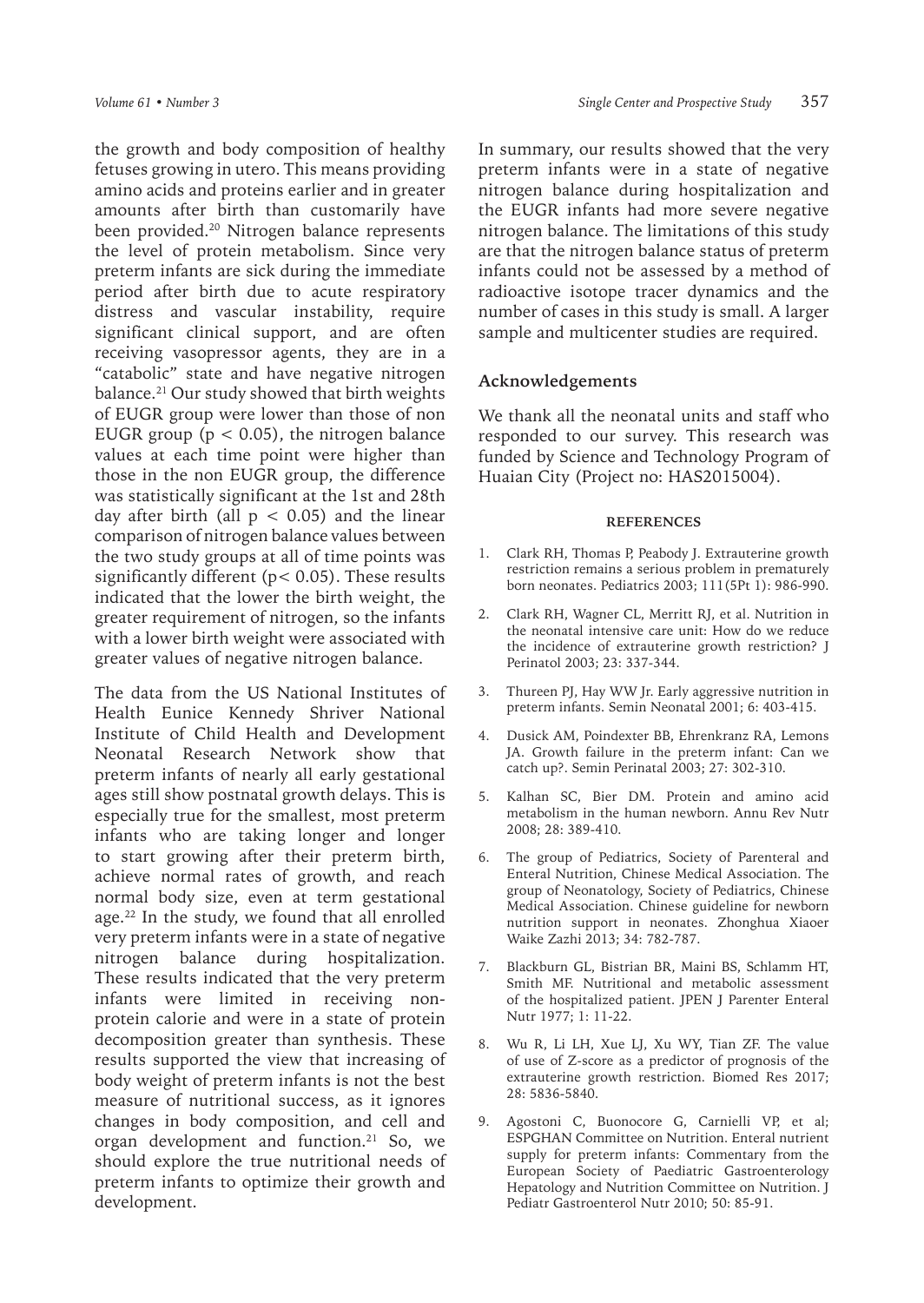the growth and body composition of healthy fetuses growing in utero. This means providing amino acids and proteins earlier and in greater amounts after birth than customarily have been provided.[20] Nitrogen balance represents the level of protein metabolism. Since very preterm infants are sick during the immediate period after birth due to acute respiratory distress and vascular instability, require significant clinical support, and are often receiving vasopressor agents, they are in a "catabolic" state and have negative nitrogen balance.[21] Our study showed that birth weights of EUGR group were lower than those of non EUGR group ($p < 0.05$), the nitrogen balance values at each time point were higher than those in the non EUGR group, the difference was statistically significant at the 1st and 28th day after birth (all $p < 0.05$) and the linear comparison of nitrogen balance values between the two study groups at all of time points was significantly different ($p < 0.05$). These results indicated that the lower the birth weight, the greater requirement of nitrogen, so the infants with a lower birth weight were associated with greater values of negative nitrogen balance.

The data from the US National Institutes of Health Eunice Kennedy Shriver National Institute of Child Health and Development Neonatal Research Network show that preterm infants of nearly all early gestational ages still show postnatal growth delays. This is especially true for the smallest, most preterm infants who are taking longer and longer to start growing after their preterm birth, achieve normal rates of growth, and reach normal body size, even at term gestational age.[22] In the study, we found that all enrolled very preterm infants were in a state of negative nitrogen balance during hospitalization. These results indicated that the very preterm infants were limited in receiving non-protein calorie and were in a state of protein decomposition greater than synthesis. These results supported the view that increasing of body weight of preterm infants is not the best measure of nutritional success, as it ignores changes in body composition, and cell and organ development and function.[21] So, we should explore the true nutritional needs of preterm infants to optimize their growth and development.

In summary, our results showed that the very preterm infants were in a state of negative nitrogen balance during hospitalization and the EUGR infants had more severe negative nitrogen balance. The limitations of this study are that the nitrogen balance status of preterm infants could not be assessed by a method of radioactive isotope tracer dynamics and the number of cases in this study is small. A larger sample and multicenter studies are required.

## Acknowledgements

We thank all the neonatal units and staff who responded to our survey. This research was funded by Science and Technology Program of Huaian City (Project no: HAS2015004).

## REFERENCES

1. Clark RH, Thomas P, Peabody J. Extrauterine growth restriction remains a serious problem in prematurely born neonates. Pediatrics 2003; 111(5Pt 1): 986-990.
2. Clark RH, Wagner CL, Merritt RJ, et al. Nutrition in the neonatal intensive care unit: How do we reduce the incidence of extrauterine growth restriction? J Perinatol 2003; 23: 337-344.
3. Thureen PJ, Hay WW Jr. Early aggressive nutrition in preterm infants. Semin Neonatal 2001; 6: 403-415.
4. Dusick AM, Poindexter BB, Ehrenkranz RA, Lemons JA. Growth failure in the preterm infant: Can we catch up?. Semin Perinatal 2003; 27: 302-310.
5. Kalhan SC, Bier DM. Protein and amino acid metabolism in the human newborn. Annu Rev Nutr 2008; 28: 389-410.
6. The group of Pediatrics, Society of Parenteral and Enteral Nutrition, Chinese Medical Association. The group of Neonatology, Society of Pediatrics, Chinese Medical Association. Chinese guideline for newborn nutrition support in neonates. Zhonghua Xiaoer Waike Zazhi 2013; 34: 782-787.
7. Blackburn GL, Bistrian BR, Maini BS, Schlamm HT, Smith MF. Nutritional and metabolic assessment of the hospitalized patient. JPEN J Parenter Enteral Nutr 1977; 1: 11-22.
8. Wu R, Li LH, Xue LJ, Xu WY, Tian ZF. The value of use of Z-score as a predictor of prognosis of the extrauterine growth restriction. Biomed Res 2017; 28: 5836-5840.
9. Agostoni C, Buonocore G, Carnielli VP, et al; ESPGHAN Committee on Nutrition. Enteral nutrient supply for preterm infants: Commentary from the European Society of Paediatric Gastroenterology Hepatology and Nutrition Committee on Nutrition. J Pediatr Gastroenterol Nutr 2010; 50: 85-91.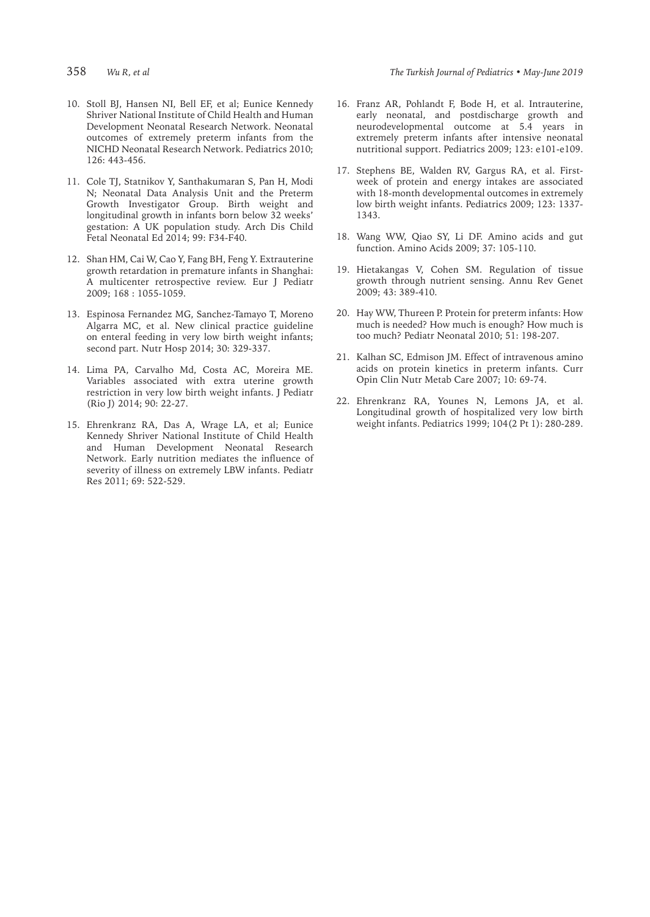10. Stoll BJ, Hansen NI, Bell EF, et al; Eunice Kennedy Shriver National Institute of Child Health and Human Development Neonatal Research Network. Neonatal outcomes of extremely preterm infants from the NICHD Neonatal Research Network. Pediatrics 2010; 126: 443-456.

11. Cole TJ, Statnikov Y, Santhakumaran S, Pan H, Modi N; Neonatal Data Analysis Unit and the Preterm Growth Investigator Group. Birth weight and longitudinal growth in infants born below 32 weeks' gestation: A UK population study. Arch Dis Child Fetal Neonatal Ed 2014; 99: F34-F40.

12. Shan HM, Cai W, Cao Y, Fang BH, Feng Y. Extrauterine growth retardation in premature infants in Shanghai: A multicenter retrospective review. Eur J Pediatr 2009; 168 : 1055-1059.

13. Espinosa Fernandez MG, Sanchez-Tamayo T, Moreno Algarra MC, et al. New clinical practice guideline on enteral feeding in very low birth weight infants; second part. Nutr Hosp 2014; 30: 329-337.

14. Lima PA, Carvalho Md, Costa AC, Moreira ME. Variables associated with extra uterine growth restriction in very low birth weight infants. J Pediatr (Rio J) 2014; 90: 22-27.

15. Ehrenkranz RA, Das A, Wrage LA, et al; Eunice Kennedy Shriver National Institute of Child Health and Human Development Neonatal Research Network. Early nutrition mediates the influence of severity of illness on extremely LBW infants. Pediatr Res 2011; 69: 522-529.

16. Franz AR, Pohlandt F, Bode H, et al. Intrauterine, early neonatal, and postdischarge growth and neurodevelopmental outcome at 5.4 years in extremely preterm infants after intensive neonatal nutritional support. Pediatrics 2009; 123: e101-e109.

17. Stephens BE, Walden RV, Gargus RA, et al. First-week of protein and energy intakes are associated with 18-month developmental outcomes in extremely low birth weight infants. Pediatrics 2009; 123: 1337-1343.

18. Wang WW, Qiao SY, Li DF. Amino acids and gut function. Amino Acids 2009; 37: 105-110.

19. Hietakangas V, Cohen SM. Regulation of tissue growth through nutrient sensing. Annu Rev Genet 2009; 43: 389-410.

20. Hay WW, Thureen P. Protein for preterm infants: How much is needed? How much is enough? How much is too much? Pediatr Neonatal 2010; 51: 198-207.

21. Kalhan SC, Edmison JM. Effect of intravenous amino acids on protein kinetics in preterm infants. Curr Opin Clin Nutr Metab Care 2007; 10: 69-74.

22. Ehrenkranz RA, Younes N, Lemons JA, et al. Longitudinal growth of hospitalized very low birth weight infants. Pediatrics 1999; 104(2 Pt 1): 280-289.